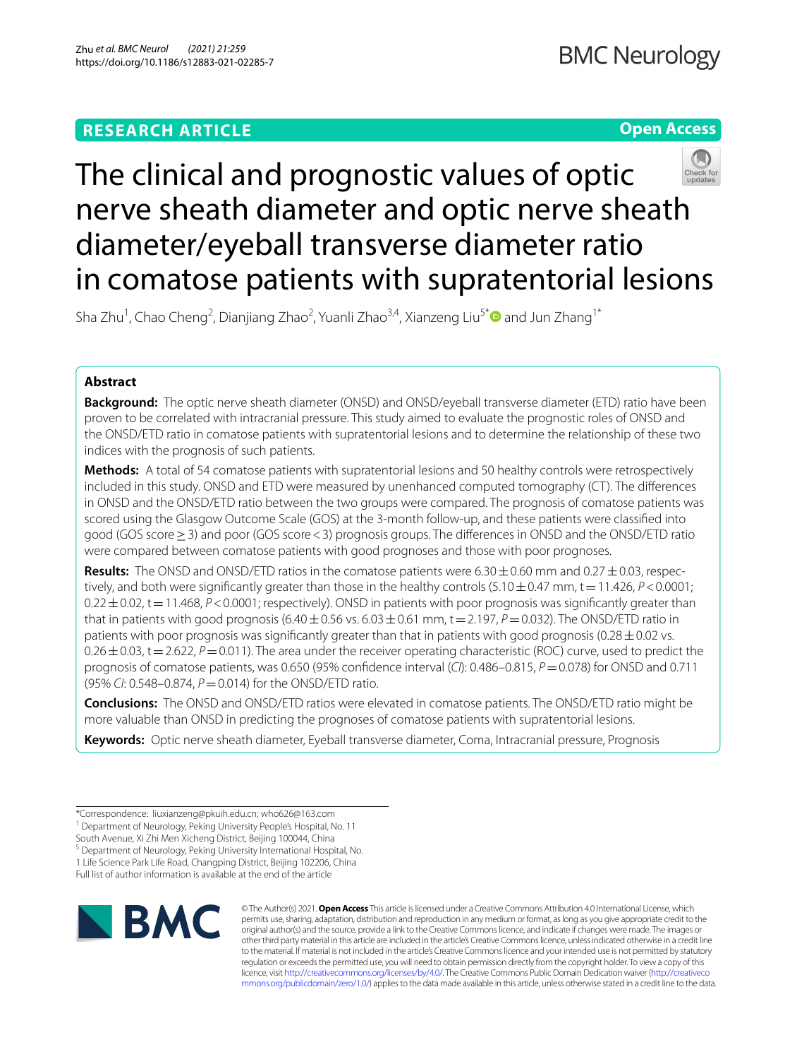RESEARCH ARTICLE

Open Access

# The clinical and prognostic values of optic nerve sheath diameter and optic nerve sheath diameter/eyeball transverse diameter ratio in comatose patients with supratentorial lesions

Sha Zhu[1], Chao Cheng[2], Dianjiang Zhao[2], Yuanli Zhao[3,4], Xianzeng Liu[5*] and Jun Zhang[1*]

## Abstract

**Background:** The optic nerve sheath diameter (ONSD) and ONSD/eyeball transverse diameter (ETD) ratio have been proven to be correlated with intracranial pressure. This study aimed to evaluate the prognostic roles of ONSD and the ONSD/ETD ratio in comatose patients with supratentorial lesions and to determine the relationship of these two indices with the prognosis of such patients.

**Methods:** A total of 54 comatose patients with supratentorial lesions and 50 healthy controls were retrospectively included in this study. ONSD and ETD were measured by unenhanced computed tomography (CT). The differences in ONSD and the ONSD/ETD ratio between the two groups were compared. The prognosis of comatose patients was scored using the Glasgow Outcome Scale (GOS) at the 3-month follow-up, and these patients were classified into good (GOS score ≥ 3) and poor (GOS score < 3) prognosis groups. The differences in ONSD and the ONSD/ETD ratio were compared between comatose patients with good prognoses and those with poor prognoses.

**Results:** The ONSD and ONSD/ETD ratios in the comatose patients were 6.30 ± 0.60 mm and 0.27 ± 0.03, respectively, and both were significantly greater than those in the healthy controls (5.10 ± 0.47 mm, t = 11.426, $P < 0.0001$; 0.22 ± 0.02, t = 11.468, $P < 0.0001$; respectively). ONSD in patients with poor prognosis was significantly greater than that in patients with good prognosis (6.40 ± 0.56 vs. 6.03 ± 0.61 mm, t = 2.197, $P = 0.032$). The ONSD/ETD ratio in patients with poor prognosis was significantly greater than that in patients with good prognosis (0.28 ± 0.02 vs. 0.26 ± 0.03, t = 2.622, $P = 0.011$). The area under the receiver operating characteristic (ROC) curve, used to predict the prognosis of comatose patients, was 0.650 (95% confidence interval (*CI*): 0.486–0.815, $P = 0.078$) for ONSD and 0.711 (95% *CI*: 0.548–0.874, $P = 0.014$) for the ONSD/ETD ratio.

**Conclusions:** The ONSD and ONSD/ETD ratios were elevated in comatose patients. The ONSD/ETD ratio might be more valuable than ONSD in predicting the prognoses of comatose patients with supratentorial lesions.

**Keywords:** Optic nerve sheath diameter, Eyeball transverse diameter, Coma, Intracranial pressure, Prognosis

*Correspondence: liuxianzeng@pkuih.edu.cn; who626@163.com

[1] Department of Neurology, Peking University People's Hospital, No. 11 South Avenue, Xi Zhi Men Xicheng District, Beijing 100044, China

[5] Department of Neurology, Peking University International Hospital, No. 1 Life Science Park Life Road, Changping District, Beijing 102206, China

Full list of author information is available at the end of the article

© The Author(s) 2021. **Open Access** This article is licensed under a Creative Commons Attribution 4.0 International License, which permits use, sharing, adaptation, distribution and reproduction in any medium or format, as long as you give appropriate credit to the original author(s) and the source, provide a link to the Creative Commons licence, and indicate if changes were made. The images or other third party material in this article are included in the article's Creative Commons licence, unless indicated otherwise in a credit line to the material. If material is not included in the article's Creative Commons licence and your intended use is not permitted by statutory regulation or exceeds the permitted use, you will need to obtain permission directly from the copyright holder. To view a copy of this licence, visit http://creativecommons.org/licenses/by/4.0/. The Creative Commons Public Domain Dedication waiver (http://creativecommons.org/publicdomain/zero/1.0/) applies to the data made available in this article, unless otherwise stated in a credit line to the data.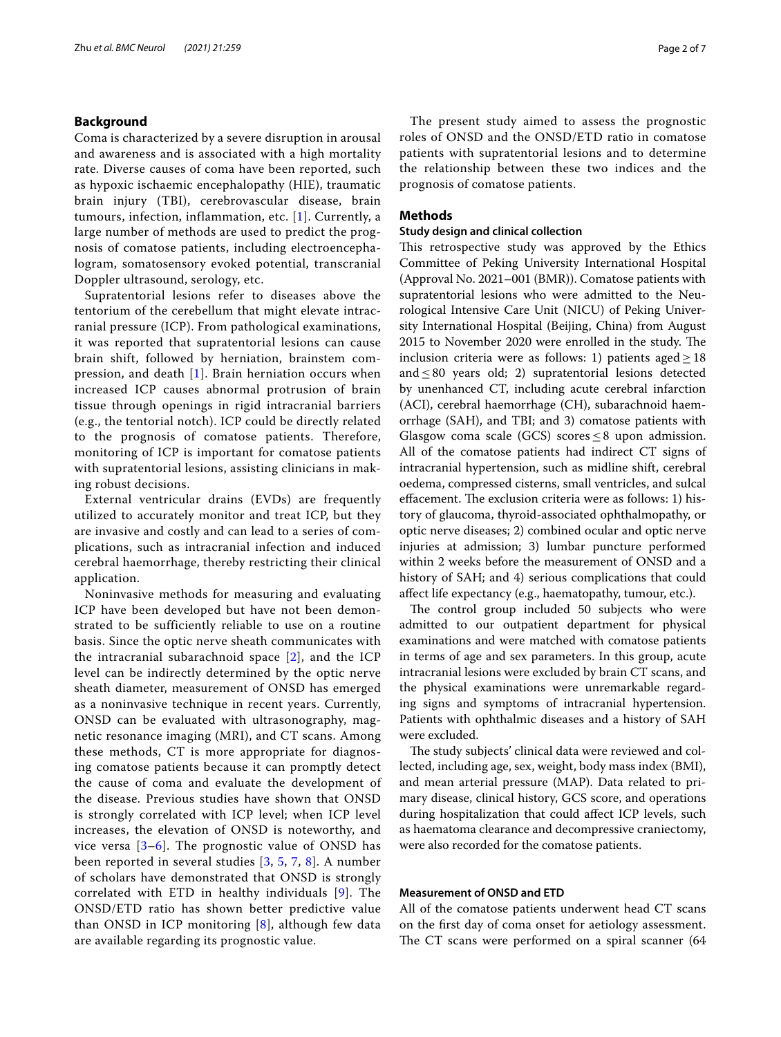## Background

Coma is characterized by a severe disruption in arousal and awareness and is associated with a high mortality rate. Diverse causes of coma have been reported, such as hypoxic ischaemic encephalopathy (HIE), traumatic brain injury (TBI), cerebrovascular disease, brain tumours, infection, inflammation, etc. [1]. Currently, a large number of methods are used to predict the prognosis of comatose patients, including electroencephalogram, somatosensory evoked potential, transcranial Doppler ultrasound, serology, etc.

Supratentorial lesions refer to diseases above the tentorium of the cerebellum that might elevate intracranial pressure (ICP). From pathological examinations, it was reported that supratentorial lesions can cause brain shift, followed by herniation, brainstem compression, and death [1]. Brain herniation occurs when increased ICP causes abnormal protrusion of brain tissue through openings in rigid intracranial barriers (e.g., the tentorial notch). ICP could be directly related to the prognosis of comatose patients. Therefore, monitoring of ICP is important for comatose patients with supratentorial lesions, assisting clinicians in making robust decisions.

External ventricular drains (EVDs) are frequently utilized to accurately monitor and treat ICP, but they are invasive and costly and can lead to a series of complications, such as intracranial infection and induced cerebral haemorrhage, thereby restricting their clinical application.

Noninvasive methods for measuring and evaluating ICP have been developed but have not been demonstrated to be sufficiently reliable to use on a routine basis. Since the optic nerve sheath communicates with the intracranial subarachnoid space [2], and the ICP level can be indirectly determined by the optic nerve sheath diameter, measurement of ONSD has emerged as a noninvasive technique in recent years. Currently, ONSD can be evaluated with ultrasonography, magnetic resonance imaging (MRI), and CT scans. Among these methods, CT is more appropriate for diagnosing comatose patients because it can promptly detect the cause of coma and evaluate the development of the disease. Previous studies have shown that ONSD is strongly correlated with ICP level; when ICP level increases, the elevation of ONSD is noteworthy, and vice versa [3–6]. The prognostic value of ONSD has been reported in several studies [3, 5, 7, 8]. A number of scholars have demonstrated that ONSD is strongly correlated with ETD in healthy individuals [9]. The ONSD/ETD ratio has shown better predictive value than ONSD in ICP monitoring [8], although few data are available regarding its prognostic value.

The present study aimed to assess the prognostic roles of ONSD and the ONSD/ETD ratio in comatose patients with supratentorial lesions and to determine the relationship between these two indices and the prognosis of comatose patients.

## Methods

### Study design and clinical collection

This retrospective study was approved by the Ethics Committee of Peking University International Hospital (Approval No. 2021–001 (BMR)). Comatose patients with supratentorial lesions who were admitted to the Neurological Intensive Care Unit (NICU) of Peking University International Hospital (Beijing, China) from August 2015 to November 2020 were enrolled in the study. The inclusion criteria were as follows: 1) patients aged $\geq$ 18 and $\leq$ 80 years old; 2) supratentorial lesions detected by unenhanced CT, including acute cerebral infarction (ACI), cerebral haemorrhage (CH), subarachnoid haemorrhage (SAH), and TBI; and 3) comatose patients with Glasgow coma scale (GCS) scores $\leq$ 8 upon admission. All of the comatose patients had indirect CT signs of intracranial hypertension, such as midline shift, cerebral oedema, compressed cisterns, small ventricles, and sulcal effacement. The exclusion criteria were as follows: 1) history of glaucoma, thyroid-associated ophthalmopathy, or optic nerve diseases; 2) combined ocular and optic nerve injuries at admission; 3) lumbar puncture performed within 2 weeks before the measurement of ONSD and a history of SAH; and 4) serious complications that could affect life expectancy (e.g., haematopathy, tumour, etc.).

The control group included 50 subjects who were admitted to our outpatient department for physical examinations and were matched with comatose patients in terms of age and sex parameters. In this group, acute intracranial lesions were excluded by brain CT scans, and the physical examinations were unremarkable regarding signs and symptoms of intracranial hypertension. Patients with ophthalmic diseases and a history of SAH were excluded.

The study subjects' clinical data were reviewed and collected, including age, sex, weight, body mass index (BMI), and mean arterial pressure (MAP). Data related to primary disease, clinical history, GCS score, and operations during hospitalization that could affect ICP levels, such as haematoma clearance and decompressive craniectomy, were also recorded for the comatose patients.

### Measurement of ONSD and ETD

All of the comatose patients underwent head CT scans on the first day of coma onset for aetiology assessment. The CT scans were performed on a spiral scanner (64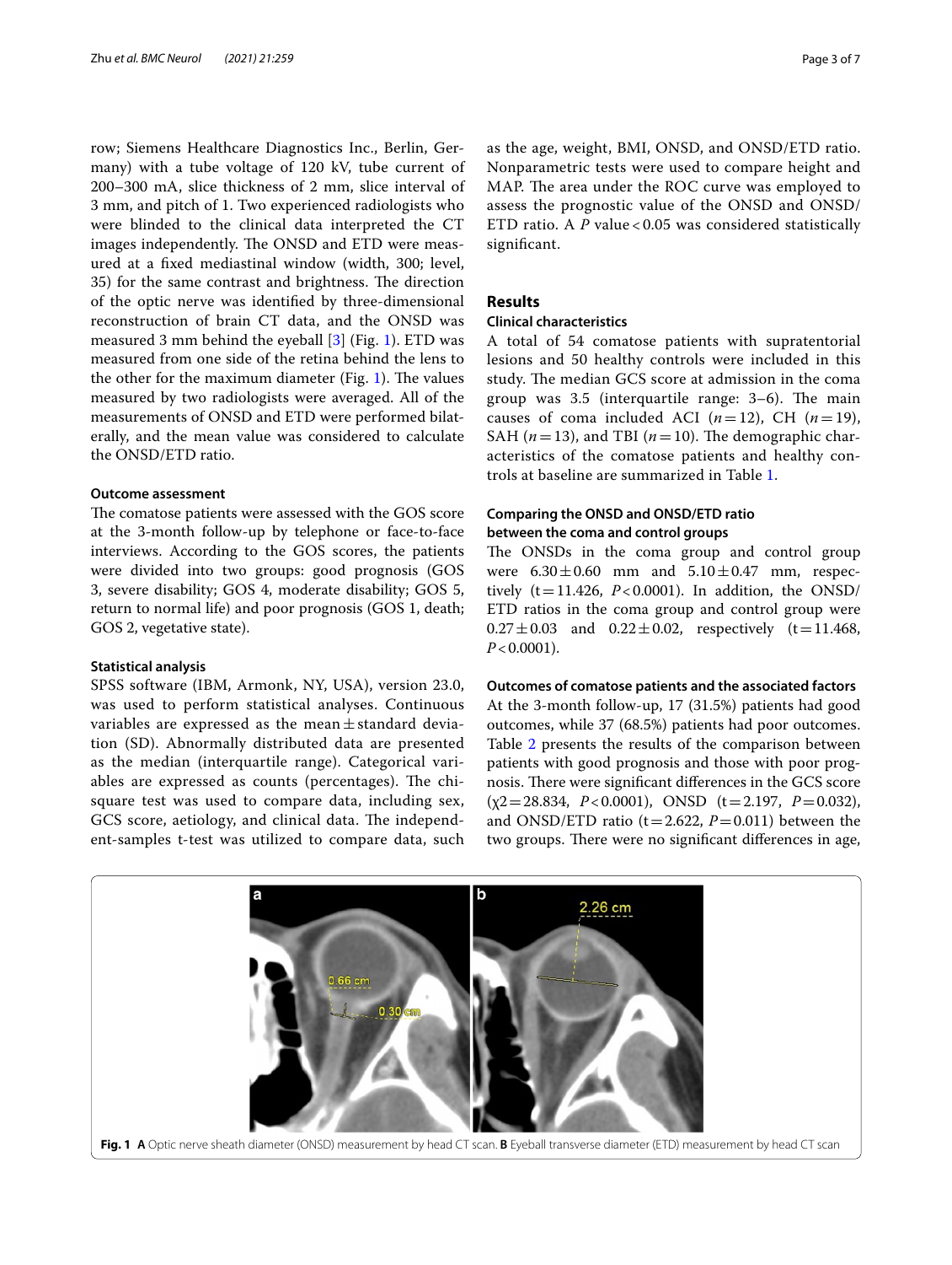row; Siemens Healthcare Diagnostics Inc., Berlin, Germany) with a tube voltage of 120 kV, tube current of 200–300 mA, slice thickness of 2 mm, slice interval of 3 mm, and pitch of 1. Two experienced radiologists who were blinded to the clinical data interpreted the CT images independently. The ONSD and ETD were measured at a fixed mediastinal window (width, 300; level, 35) for the same contrast and brightness. The direction of the optic nerve was identified by three-dimensional reconstruction of brain CT data, and the ONSD was measured 3 mm behind the eyeball [3] (Fig. 1). ETD was measured from one side of the retina behind the lens to the other for the maximum diameter (Fig. 1). The values measured by two radiologists were averaged. All of the measurements of ONSD and ETD were performed bilaterally, and the mean value was considered to calculate the ONSD/ETD ratio.

### Outcome assessment

The comatose patients were assessed with the GOS score at the 3-month follow-up by telephone or face-to-face interviews. According to the GOS scores, the patients were divided into two groups: good prognosis (GOS 3, severe disability; GOS 4, moderate disability; GOS 5, return to normal life) and poor prognosis (GOS 1, death; GOS 2, vegetative state).

### Statistical analysis

SPSS software (IBM, Armonk, NY, USA), version 23.0, was used to perform statistical analyses. Continuous variables are expressed as the mean ± standard deviation (SD). Abnormally distributed data are presented as the median (interquartile range). Categorical variables are expressed as counts (percentages). The chi-square test was used to compare data, including sex, GCS score, aetiology, and clinical data. The independent-samples t-test was utilized to compare data, such as the age, weight, BMI, ONSD, and ONSD/ETD ratio. Nonparametric tests were used to compare height and MAP. The area under the ROC curve was employed to assess the prognostic value of the ONSD and ONSD/ETD ratio. A *P* value < 0.05 was considered statistically significant.

## Results

### Clinical characteristics

A total of 54 comatose patients with supratentorial lesions and 50 healthy controls were included in this study. The median GCS score at admission in the coma group was 3.5 (interquartile range: 3–6). The main causes of coma included ACI ($n = 12$), CH ($n = 19$), SAH ($n = 13$), and TBI ($n = 10$). The demographic characteristics of the comatose patients and healthy controls at baseline are summarized in Table 1.

### Comparing the ONSD and ONSD/ETD ratio between the coma and control groups

The ONSDs in the coma group and control group were 6.30 ± 0.60 mm and 5.10 ± 0.47 mm, respectively ($t = 11.426$, $P < 0.0001$). In addition, the ONSD/ETD ratios in the coma group and control group were 0.27 ± 0.03 and 0.22 ± 0.02, respectively ($t = 11.468$, $P < 0.0001$).

### Outcomes of comatose patients and the associated factors

At the 3-month follow-up, 17 (31.5%) patients had good outcomes, while 37 (68.5%) patients had poor outcomes. Table 2 presents the results of the comparison between patients with good prognosis and those with poor prognosis. There were significant differences in the GCS score ($\chi^2 = 28.834$, $P < 0.0001$), ONSD ($t = 2.197$, $P = 0.032$), and ONSD/ETD ratio ($t = 2.622$, $P = 0.011$) between the two groups. There were no significant differences in age,

**Fig. 1** **A** Optic nerve sheath diameter (ONSD) measurement by head CT scan. **B** Eyeball transverse diameter (ETD) measurement by head CT scan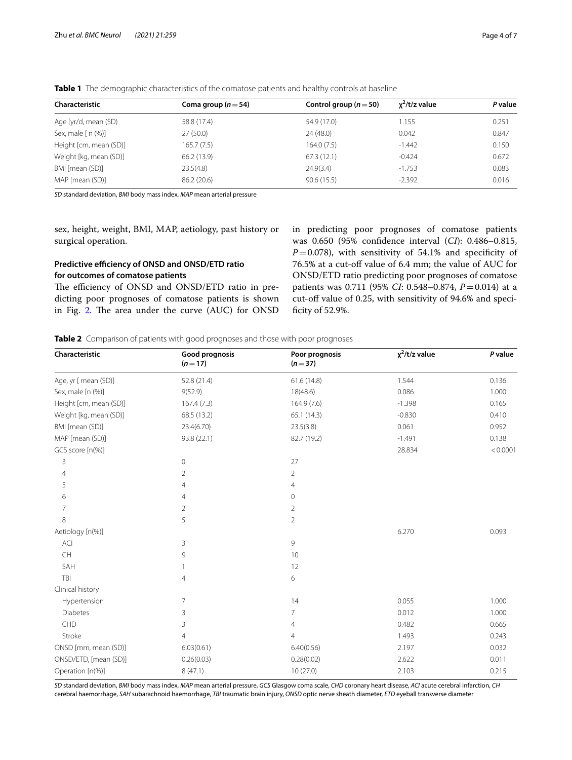**Table 1** The demographic characteristics of the comatose patients and healthy controls at baseline

| Characteristic | Coma group ($n = 54$) | Control group ($n = 50$) | $\chi^2$/t/z value | *P* value |
|---|---|---|---|---|
| Age [yr/d, mean (SD) | 58.8 (17.4) | 54.9 (17.0) | 1.155 | 0.251 |
| Sex, male [ n (%)] | 27 (50.0) | 24 (48.0) | 0.042 | 0.847 |
| Height [cm, mean (SD)] | 165.7 (7.5) | 164.0 (7.5) | -1.442 | 0.150 |
| Weight [kg, mean (SD)] | 66.2 (13.9) | 67.3 (12.1) | -0.424 | 0.672 |
| BMI [mean (SD)] | 23.5(4.8) | 24.9(3.4) | -1.753 | 0.083 |
| MAP [mean (SD)] | 86.2 (20.6) | 90.6 (15.5) | -2.392 | 0.016 |

*SD* standard deviation, *BMI* body mass index, *MAP* mean arterial pressure

sex, height, weight, BMI, MAP, aetiology, past history or surgical operation.

### Predictive efficiency of ONSD and ONSD/ETD ratio for outcomes of comatose patients

The efficiency of ONSD and ONSD/ETD ratio in predicting poor prognoses of comatose patients is shown in Fig. 2. The area under the curve (AUC) for ONSD in predicting poor prognoses of comatose patients was 0.650 (95% confidence interval (*CI*): 0.486–0.815, $P = 0.078$), with sensitivity of 54.1% and specificity of 76.5% at a cut-off value of 6.4 mm; the value of AUC for ONSD/ETD ratio predicting poor prognoses of comatose patients was 0.711 (95% *CI*: 0.548–0.874, $P = 0.014$) at a cut-off value of 0.25, with sensitivity of 94.6% and specificity of 52.9%.

**Table 2** Comparison of patients with good prognoses and those with poor prognoses

| Characteristic | Good prognosis ($n = 17$) | Poor prognosis ($n = 37$) | $\chi^2$/t/z value | *P* value |
|---|---|---|---|---|
| Age, yr [ mean (SD)] | 52.8 (21.4) | 61.6 (14.8) | 1.544 | 0.136 |
| Sex, male [n (%)] | 9(52.9) | 18(48.6) | 0.086 | 1.000 |
| Height [cm, mean (SD)] | 167.4 (7.3) | 164.9 (7.6) | -1.398 | 0.165 |
| Weight [kg, mean (SD)] | 68.5 (13.2) | 65.1 (14.3) | -0.830 | 0.410 |
| BMI [mean (SD)] | 23.4(6.70) | 23.5(3.8) | 0.061 | 0.952 |
| MAP [mean (SD)] | 93.8 (22.1) | 82.7 (19.2) | -1.491 | 0.138 |
| GCS score [n(%)] | | | 28.834 | <0.0001 |
| 3 | 0 | 27 | | |
| 4 | 2 | 2 | | |
| 5 | 4 | 4 | | |
| 6 | 4 | 0 | | |
| 7 | 2 | 2 | | |
| 8 | 5 | 2 | | |
| Aetiology [n(%)] | | | 6.270 | 0.093 |
| ACI | 3 | 9 | | |
| CH | 9 | 10 | | |
| SAH | 1 | 12 | | |
| TBI | 4 | 6 | | |
| Clinical history | | | | |
| Hypertension | 7 | 14 | 0.055 | 1.000 |
| Diabetes | 3 | 7 | 0.012 | 1.000 |
| CHD | 3 | 4 | 0.482 | 0.665 |
| Stroke | 4 | 4 | 1.493 | 0.243 |
| ONSD [mm, mean (SD)] | 6.03(0.61) | 6.40(0.56) | 2.197 | 0.032 |
| ONSD/ETD, [mean (SD)] | 0.26(0.03) | 0.28(0.02) | 2.622 | 0.011 |
| Operation [n(%)] | 8 (47.1) | 10 (27.0) | 2.103 | 0.215 |

*SD* standard deviation, *BMI* body mass index, *MAP* mean arterial pressure, *GCS* Glasgow coma scale, *CHD* coronary heart disease, *ACI* acute cerebral infarction, *CH* cerebral haemorrhage, *SAH* subarachnoid haemorrhage, *TBI* traumatic brain injury, *ONSD* optic nerve sheath diameter, *ETD* eyeball transverse diameter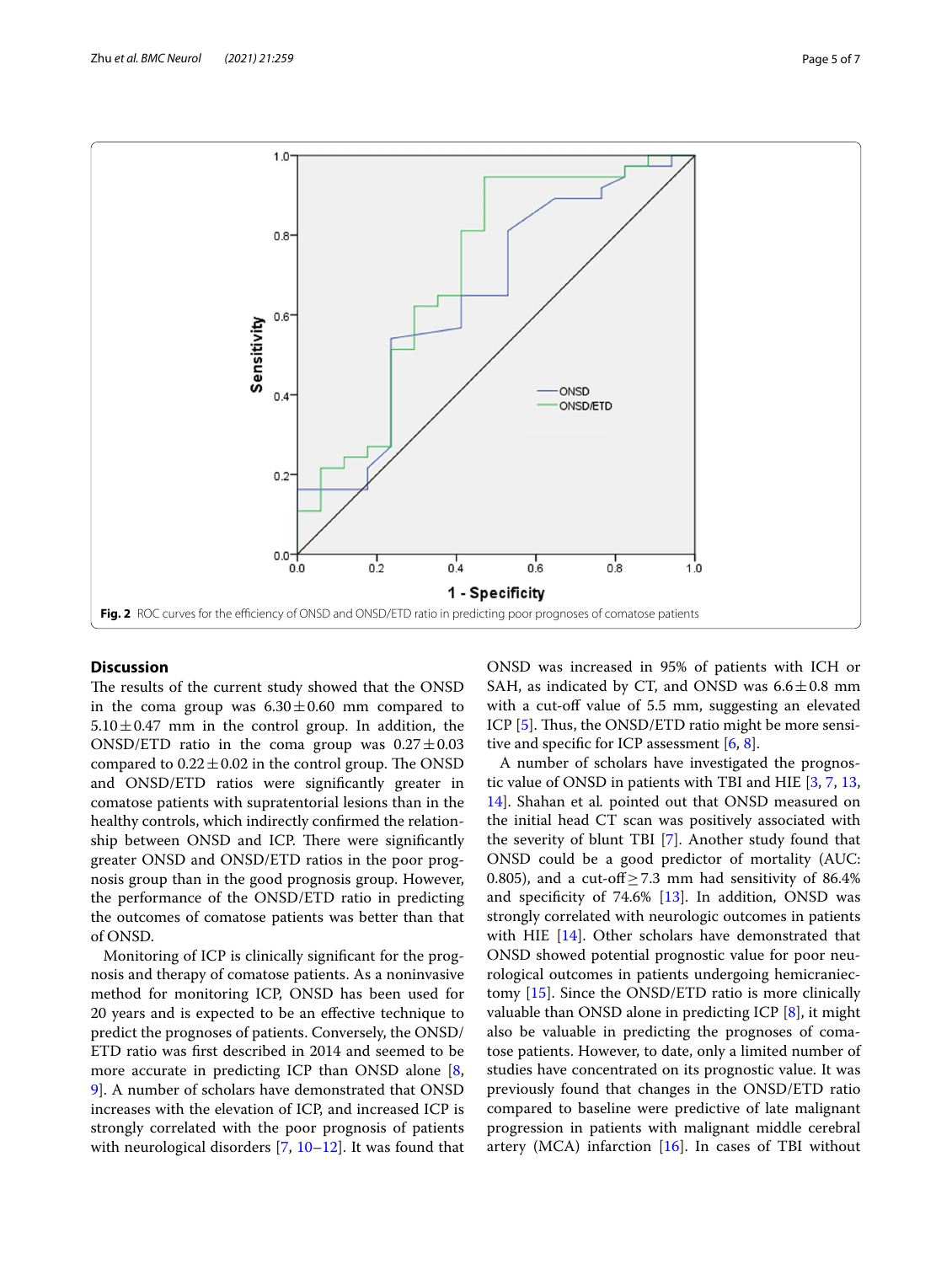Sensitivity

1.0
0.8
0.6
0.4
0.2
0.0

0.0 0.2 0.4 0.6 0.8 1.0

1 - Specificity

ONSD
ONSD/ETD

**Fig. 2** ROC curves for the efficiency of ONSD and ONSD/ETD ratio in predicting poor prognoses of comatose patients

## Discussion

The results of the current study showed that the ONSD in the coma group was 6.30 ± 0.60 mm compared to 5.10 ± 0.47 mm in the control group. In addition, the ONSD/ETD ratio in the coma group was 0.27 ± 0.03 compared to 0.22 ± 0.02 in the control group. The ONSD and ONSD/ETD ratios were significantly greater in comatose patients with supratentorial lesions than in the healthy controls, which indirectly confirmed the relationship between ONSD and ICP. There were significantly greater ONSD and ONSD/ETD ratios in the poor prognosis group than in the good prognosis group. However, the performance of the ONSD/ETD ratio in predicting the outcomes of comatose patients was better than that of ONSD.

Monitoring of ICP is clinically significant for the prognosis and therapy of comatose patients. As a noninvasive method for monitoring ICP, ONSD has been used for 20 years and is expected to be an effective technique to predict the prognoses of patients. Conversely, the ONSD/ETD ratio was first described in 2014 and seemed to be more accurate in predicting ICP than ONSD alone [8, 9]. A number of scholars have demonstrated that ONSD increases with the elevation of ICP, and increased ICP is strongly correlated with the poor prognosis of patients with neurological disorders [7, 10–12]. It was found that ONSD was increased in 95% of patients with ICH or SAH, as indicated by CT, and ONSD was 6.6 ± 0.8 mm with a cut-off value of 5.5 mm, suggesting an elevated ICP [5]. Thus, the ONSD/ETD ratio might be more sensitive and specific for ICP assessment [6, 8].

A number of scholars have investigated the prognostic value of ONSD in patients with TBI and HIE [3, 7, 13, 14]. Shahan et al. pointed out that ONSD measured on the initial head CT scan was positively associated with the severity of blunt TBI [7]. Another study found that ONSD could be a good predictor of mortality (AUC: 0.805), and a cut-off ≥ 7.3 mm had sensitivity of 86.4% and specificity of 74.6% [13]. In addition, ONSD was strongly correlated with neurologic outcomes in patients with HIE [14]. Other scholars have demonstrated that ONSD showed potential prognostic value for poor neurological outcomes in patients undergoing hemicraniectomy [15]. Since the ONSD/ETD ratio is more clinically valuable than ONSD alone in predicting ICP [8], it might also be valuable in predicting the prognoses of comatose patients. However, to date, only a limited number of studies have concentrated on its prognostic value. It was previously found that changes in the ONSD/ETD ratio compared to baseline were predictive of late malignant progression in patients with malignant middle cerebral artery (MCA) infarction [16]. In cases of TBI without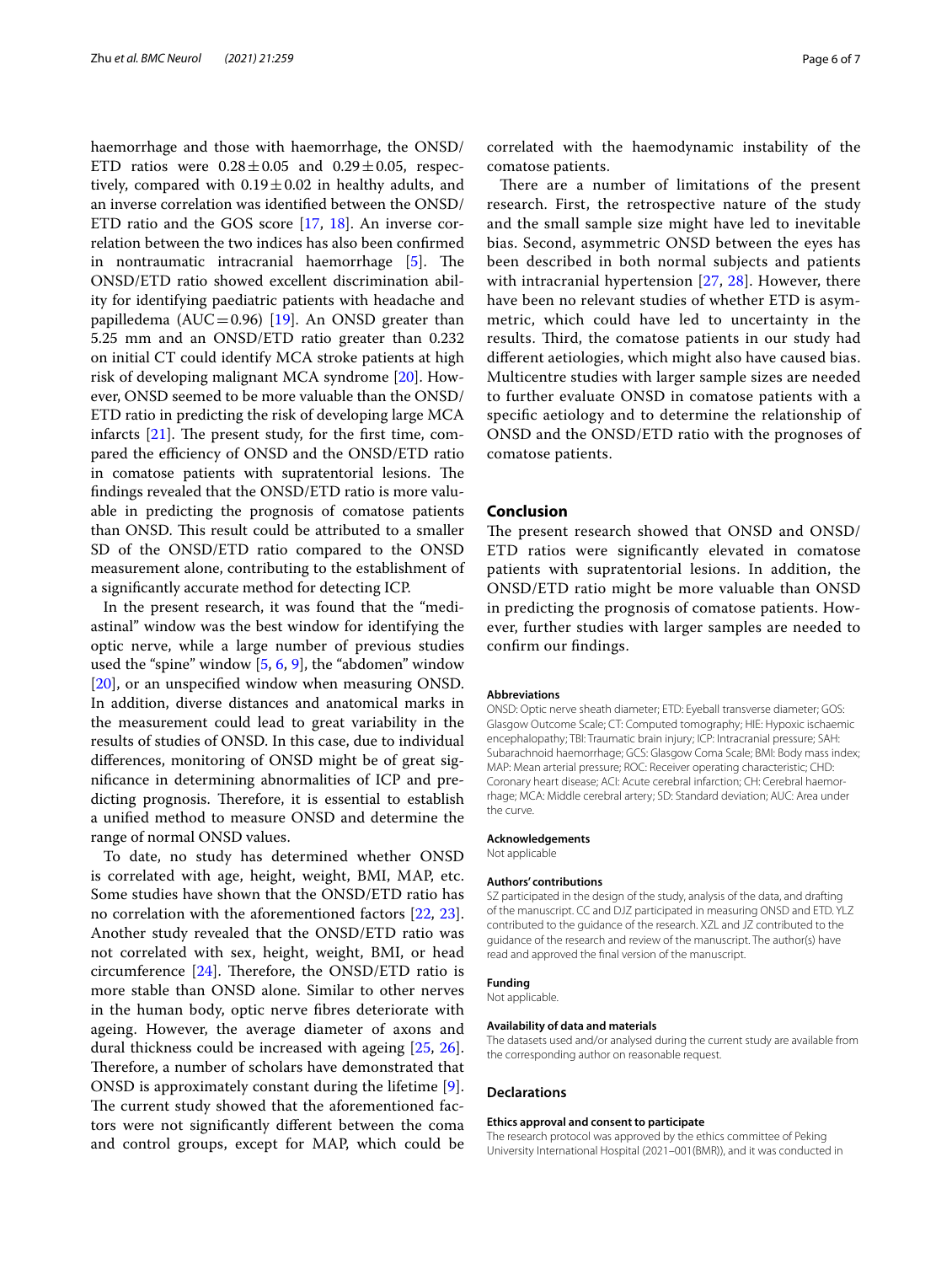haemorrhage and those with haemorrhage, the ONSD/ETD ratios were $0.28 \pm 0.05$ and $0.29 \pm 0.05$, respectively, compared with $0.19 \pm 0.02$ in healthy adults, and an inverse correlation was identified between the ONSD/ETD ratio and the GOS score [17, 18]. An inverse correlation between the two indices has also been confirmed in nontraumatic intracranial haemorrhage [5]. The ONSD/ETD ratio showed excellent discrimination ability for identifying paediatric patients with headache and papilledema (AUC = 0.96) [19]. An ONSD greater than 5.25 mm and an ONSD/ETD ratio greater than 0.232 on initial CT could identify MCA stroke patients at high risk of developing malignant MCA syndrome [20]. However, ONSD seemed to be more valuable than the ONSD/ETD ratio in predicting the risk of developing large MCA infarcts [21]. The present study, for the first time, compared the efficiency of ONSD and the ONSD/ETD ratio in comatose patients with supratentorial lesions. The findings revealed that the ONSD/ETD ratio is more valuable in predicting the prognosis of comatose patients than ONSD. This result could be attributed to a smaller SD of the ONSD/ETD ratio compared to the ONSD measurement alone, contributing to the establishment of a significantly accurate method for detecting ICP.

In the present research, it was found that the "mediastinal" window was the best window for identifying the optic nerve, while a large number of previous studies used the "spine" window [5, 6, 9], the "abdomen" window [20], or an unspecified window when measuring ONSD. In addition, diverse distances and anatomical marks in the measurement could lead to great variability in the results of studies of ONSD. In this case, due to individual differences, monitoring of ONSD might be of great significance in determining abnormalities of ICP and predicting prognosis. Therefore, it is essential to establish a unified method to measure ONSD and determine the range of normal ONSD values.

To date, no study has determined whether ONSD is correlated with age, height, weight, BMI, MAP, etc. Some studies have shown that the ONSD/ETD ratio has no correlation with the aforementioned factors [22, 23]. Another study revealed that the ONSD/ETD ratio was not correlated with sex, height, weight, BMI, or head circumference [24]. Therefore, the ONSD/ETD ratio is more stable than ONSD alone. Similar to other nerves in the human body, optic nerve fibres deteriorate with ageing. However, the average diameter of axons and dural thickness could be increased with ageing [25, 26]. Therefore, a number of scholars have demonstrated that ONSD is approximately constant during the lifetime [9]. The current study showed that the aforementioned factors were not significantly different between the coma and control groups, except for MAP, which could be correlated with the haemodynamic instability of the comatose patients.

There are a number of limitations of the present research. First, the retrospective nature of the study and the small sample size might have led to inevitable bias. Second, asymmetric ONSD between the eyes has been described in both normal subjects and patients with intracranial hypertension [27, 28]. However, there have been no relevant studies of whether ETD is asymmetric, which could have led to uncertainty in the results. Third, the comatose patients in our study had different aetiologies, which might also have caused bias. Multicentre studies with larger sample sizes are needed to further evaluate ONSD in comatose patients with a specific aetiology and to determine the relationship of ONSD and the ONSD/ETD ratio with the prognoses of comatose patients.

## Conclusion

The present research showed that ONSD and ONSD/ETD ratios were significantly elevated in comatose patients with supratentorial lesions. In addition, the ONSD/ETD ratio might be more valuable than ONSD in predicting the prognosis of comatose patients. However, further studies with larger samples are needed to confirm our findings.

#### Abbreviations

ONSD: Optic nerve sheath diameter; ETD: Eyeball transverse diameter; GOS: Glasgow Outcome Scale; CT: Computed tomography; HIE: Hypoxic ischaemic encephalopathy; TBI: Traumatic brain injury; ICP: Intracranial pressure; SAH: Subarachnoid haemorrhage; GCS: Glasgow Coma Scale; BMI: Body mass index; MAP: Mean arterial pressure; ROC: Receiver operating characteristic; CHD: Coronary heart disease; ACI: Acute cerebral infarction; CH: Cerebral haemorrhage; MCA: Middle cerebral artery; SD: Standard deviation; AUC: Area under the curve.

#### Acknowledgements

Not applicable

#### Authors' contributions

SZ participated in the design of the study, analysis of the data, and drafting of the manuscript. CC and DJZ participated in measuring ONSD and ETD. YLZ contributed to the guidance of the research. XZL and JZ contributed to the guidance of the research and review of the manuscript. The author(s) have read and approved the final version of the manuscript.

#### Funding

Not applicable.

#### Availability of data and materials

The datasets used and/or analysed during the current study are available from the corresponding author on reasonable request.

### Declarations

#### Ethics approval and consent to participate

The research protocol was approved by the ethics committee of Peking University International Hospital (2021–001(BMR)), and it was conducted in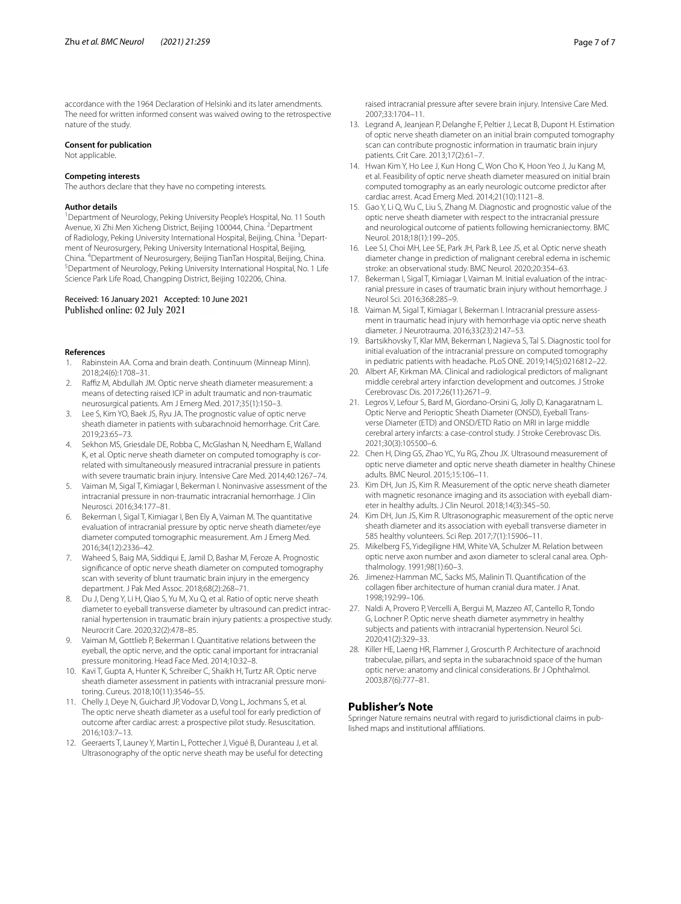accordance with the 1964 Declaration of Helsinki and its later amendments. The need for written informed consent was waived owing to the retrospective nature of the study.

#### Consent for publication

Not applicable.

#### Competing interests

The authors declare that they have no competing interests.

#### Author details

[1]Department of Neurology, Peking University People's Hospital, No. 11 South Avenue, Xi Zhi Men Xicheng District, Beijing 100044, China. [2]Department of Radiology, Peking University International Hospital, Beijing, China. [3]Department of Neurosurgery, Peking University International Hospital, Beijing, China. [4]Department of Neurosurgery, Beijing TianTan Hospital, Beijing, China. [5]Department of Neurology, Peking University International Hospital, No. 1 Life Science Park Life Road, Changping District, Beijing 102206, China.

Received: 16 January 2021 Accepted: 10 June 2021
Published online: 02 July 2021

#### References

1. Rabinstein AA. Coma and brain death. Continuum (Minneap Minn). 2018;24(6):1708–31.
2. Raffiz M, Abdullah JM. Optic nerve sheath diameter measurement: a means of detecting raised ICP in adult traumatic and non-traumatic neurosurgical patients. Am J Emerg Med. 2017;35(1):150–3.
3. Lee S, Kim YO, Baek JS, Ryu JA. The prognostic value of optic nerve sheath diameter in patients with subarachnoid hemorrhage. Crit Care. 2019;23:65–73.
4. Sekhon MS, Griesdale DE, Robba C, McGlashan N, Needham E, Walland K, et al. Optic nerve sheath diameter on computed tomography is correlated with simultaneously measured intracranial pressure in patients with severe traumatic brain injury. Intensive Care Med. 2014;40:1267–74.
5. Vaiman M, Sigal T, Kimiagar I, Bekerman I. Noninvasive assessment of the intracranial pressure in non-traumatic intracranial hemorrhage. J Clin Neurosci. 2016;34:177–81.
6. Bekerman I, Sigal T, Kimiagar I, Ben Ely A, Vaiman M. The quantitative evaluation of intracranial pressure by optic nerve sheath diameter/eye diameter computed tomographic measurement. Am J Emerg Med. 2016;34(12):2336–42.
7. Waheed S, Baig MA, Siddiqui E, Jamil D, Bashar M, Feroze A. Prognostic significance of optic nerve sheath diameter on computed tomography scan with severity of blunt traumatic brain injury in the emergency department. J Pak Med Assoc. 2018;68(2):268–71.
8. Du J, Deng Y, Li H, Qiao S, Yu M, Xu Q, et al. Ratio of optic nerve sheath diameter to eyeball transverse diameter by ultrasound can predict intracranial hypertension in traumatic brain injury patients: a prospective study. Neurocrit Care. 2020;32(2):478–85.
9. Vaiman M, Gottlieb P, Bekerman I. Quantitative relations between the eyeball, the optic nerve, and the optic canal important for intracranial pressure monitoring. Head Face Med. 2014;10:32–8.
10. Kavi T, Gupta A, Hunter K, Schreiber C, Shaikh H, Turtz AR. Optic nerve sheath diameter assessment in patients with intracranial pressure monitoring. Cureus. 2018;10(11):3546–55.
11. Chelly J, Deye N, Guichard JP, Vodovar D, Vong L, Jochmans S, et al. The optic nerve sheath diameter as a useful tool for early prediction of outcome after cardiac arrest: a prospective pilot study. Resuscitation. 2016;103:7–13.
12. Geeraerts T, Launey Y, Martin L, Pottecher J, Vigué B, Duranteau J, et al. Ultrasonography of the optic nerve sheath may be useful for detecting raised intracranial pressure after severe brain injury. Intensive Care Med. 2007;33:1704–11.
13. Legrand A, Jeanjean P, Delanghe F, Peltier J, Lecat B, Dupont H. Estimation of optic nerve sheath diameter on an initial brain computed tomography scan can contribute prognostic information in traumatic brain injury patients. Crit Care. 2013;17(2):61–7.
14. Hwan Kim Y, Ho Lee J, Kun Hong C, Won Cho K, Hoon Yeo J, Ju Kang M, et al. Feasibility of optic nerve sheath diameter measured on initial brain computed tomography as an early neurologic outcome predictor after cardiac arrest. Acad Emerg Med. 2014;21(10):1121–8.
15. Gao Y, Li Q, Wu C, Liu S, Zhang M. Diagnostic and prognostic value of the optic nerve sheath diameter with respect to the intracranial pressure and neurological outcome of patients following hemicraniectomy. BMC Neurol. 2018;18(1):199–205.
16. Lee SJ, Choi MH, Lee SE, Park JH, Park B, Lee JS, et al. Optic nerve sheath diameter change in prediction of malignant cerebral edema in ischemic stroke: an observational study. BMC Neurol. 2020;20:354–63.
17. Bekerman I, Sigal T, Kimiagar I, Vaiman M. Initial evaluation of the intracranial pressure in cases of traumatic brain injury without hemorrhage. J Neurol Sci. 2016;368:285–9.
18. Vaiman M, Sigal T, Kimiagar I, Bekerman I. Intracranial pressure assessment in traumatic head injury with hemorrhage via optic nerve sheath diameter. J Neurotrauma. 2016;33(23):2147–53.
19. Bartsikhovsky T, Klar MM, Bekerman I, Nagieva S, Tal S. Diagnostic tool for initial evaluation of the intracranial pressure on computed tomography in pediatric patients with headache. PLoS ONE. 2019;14(5):0216812–22.
20. Albert AF, Kirkman MA. Clinical and radiological predictors of malignant middle cerebral artery infarction development and outcomes. J Stroke Cerebrovasc Dis. 2017;26(11):2671–9.
21. Legros V, Lefour S, Bard M, Giordano-Orsini G, Jolly D, Kanagaratnam L. Optic Nerve and Perioptic Sheath Diameter (ONSD), Eyeball Transverse Diameter (ETD) and ONSD/ETD Ratio on MRI in large middle cerebral artery infarcts: a case-control study. J Stroke Cerebrovasc Dis. 2021;30(3):105500–6.
22. Chen H, Ding GS, Zhao YC, Yu RG, Zhou JX. Ultrasound measurement of optic nerve diameter and optic nerve sheath diameter in healthy Chinese adults. BMC Neurol. 2015;15:106–11.
23. Kim DH, Jun JS, Kim R. Measurement of the optic nerve sheath diameter with magnetic resonance imaging and its association with eyeball diameter in healthy adults. J Clin Neurol. 2018;14(3):345–50.
24. Kim DH, Jun JS, Kim R. Ultrasonographic measurement of the optic nerve sheath diameter and its association with eyeball transverse diameter in 585 healthy volunteers. Sci Rep. 2017;7(1):15906–11.
25. Mikelberg FS, Yidegiligne HM, White VA, Schulzer M. Relation between optic nerve axon number and axon diameter to scleral canal area. Ophthalmology. 1991;98(1):60–3.
26. Jimenez-Hamman MC, Sacks MS, Malinin TI. Quantification of the collagen fiber architecture of human cranial dura mater. J Anat. 1998;192:99–106.
27. Naldi A, Provero P, Vercelli A, Bergui M, Mazzeo AT, Cantello R, Tondo G, Lochner P. Optic nerve sheath diameter asymmetry in healthy subjects and patients with intracranial hypertension. Neurol Sci. 2020;41(2):329–33.
28. Killer HE, Laeng HR, Flammer J, Groscurth P. Architecture of arachnoid trabeculae, pillars, and septa in the subarachnoid space of the human optic nerve: anatomy and clinical considerations. Br J Ophthalmol. 2003;87(6):777–81.

## Publisher's Note

Springer Nature remains neutral with regard to jurisdictional claims in published maps and institutional affiliations.